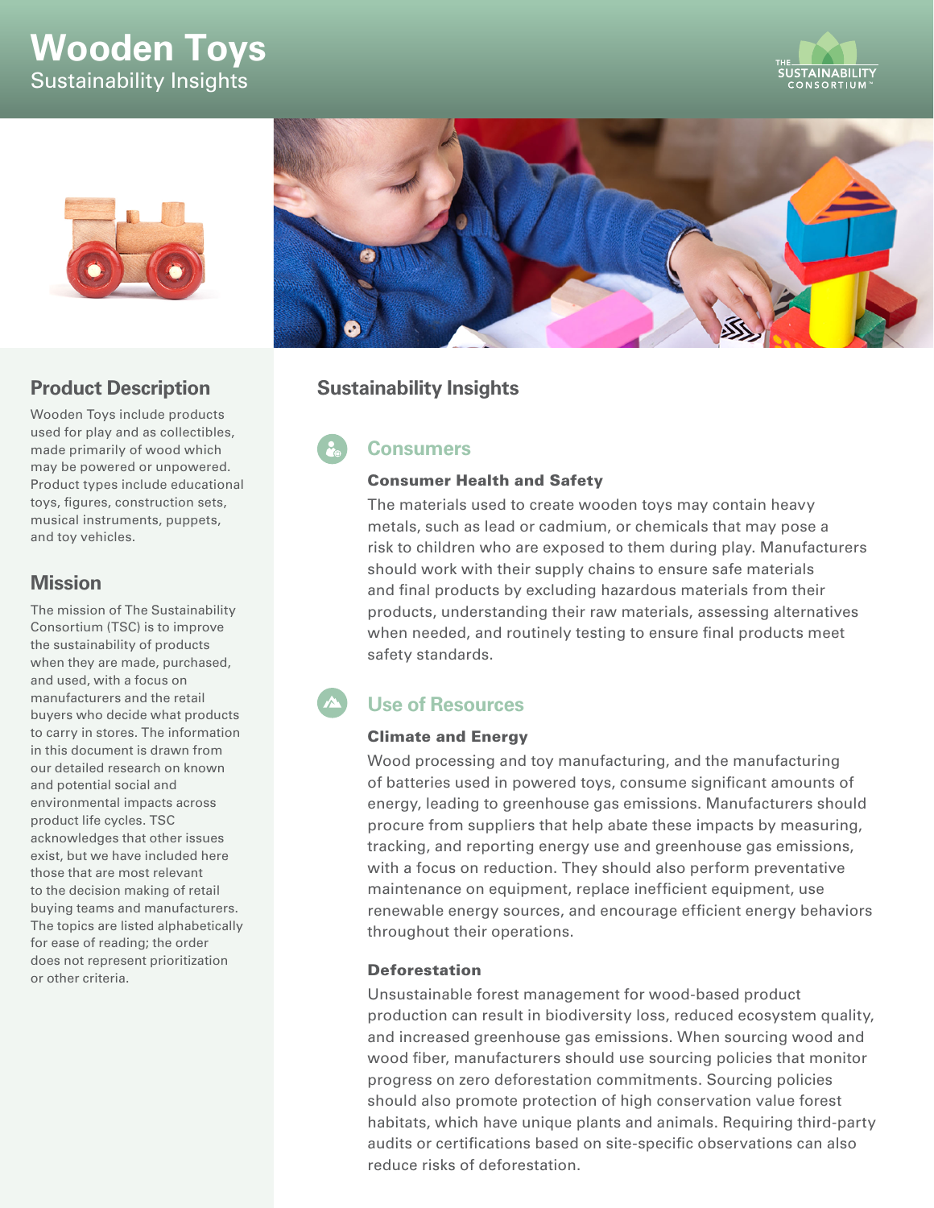# Wooden Toys

Sustainability Insights

## Product Description

Wooden Toys include products used for play and as collectibles, made primarily of wood which may be powered or unpowered. Product types include educational toys, figures, construction sets, musical instruments, puppets, and toy vehicles.

## Mission

The mission of The Sustainability Consortium (TSC) is to improve the sustainability of products when they are made, purchased, and used, with a focus on manufacturers and the retail buyers who decide what products to carry in stores. The information in this document is drawn from our detailed research on known and potential social and environmental impacts across product life cycles. TSC acknowledges that other issues exist, but we have included here those that are most relevant to the decision making of retail buying teams and manufacturers. The topics are listed alphabetically for ease of reading; the order does not represent prioritization or other criteria.

## Sustainability Insights

### Consumers

#### Consumer Health and Safety

The materials used to create wooden toys may contain heavy metals, such as lead or cadmium, or chemicals that may pose a risk to children who are exposed to them during play. Manufacturers should work with their supply chains to ensure safe materials and final products by excluding hazardous materials from their products, understanding their raw materials, assessing alternatives when needed, and routinely testing to ensure final products meet safety standards.

### Use of Resources

#### Climate and Energy

Wood processing and toy manufacturing, and the manufacturing of batteries used in powered toys, consume significant amounts of energy, leading to greenhouse gas emissions. Manufacturers should procure from suppliers that help abate these impacts by measuring, tracking, and reporting energy use and greenhouse gas emissions, with a focus on reduction. They should also perform preventative maintenance on equipment, replace inefficient equipment, use renewable energy sources, and encourage efficient energy behaviors throughout their operations.

#### Deforestation

Unsustainable forest management for wood-based product production can result in biodiversity loss, reduced ecosystem quality, and increased greenhouse gas emissions. When sourcing wood and wood fiber, manufacturers should use sourcing policies that monitor progress on zero deforestation commitments. Sourcing policies should also promote protection of high conservation value forest habitats, which have unique plants and animals. Requiring third-party audits or certifications based on site-specific observations can also reduce risks of deforestation.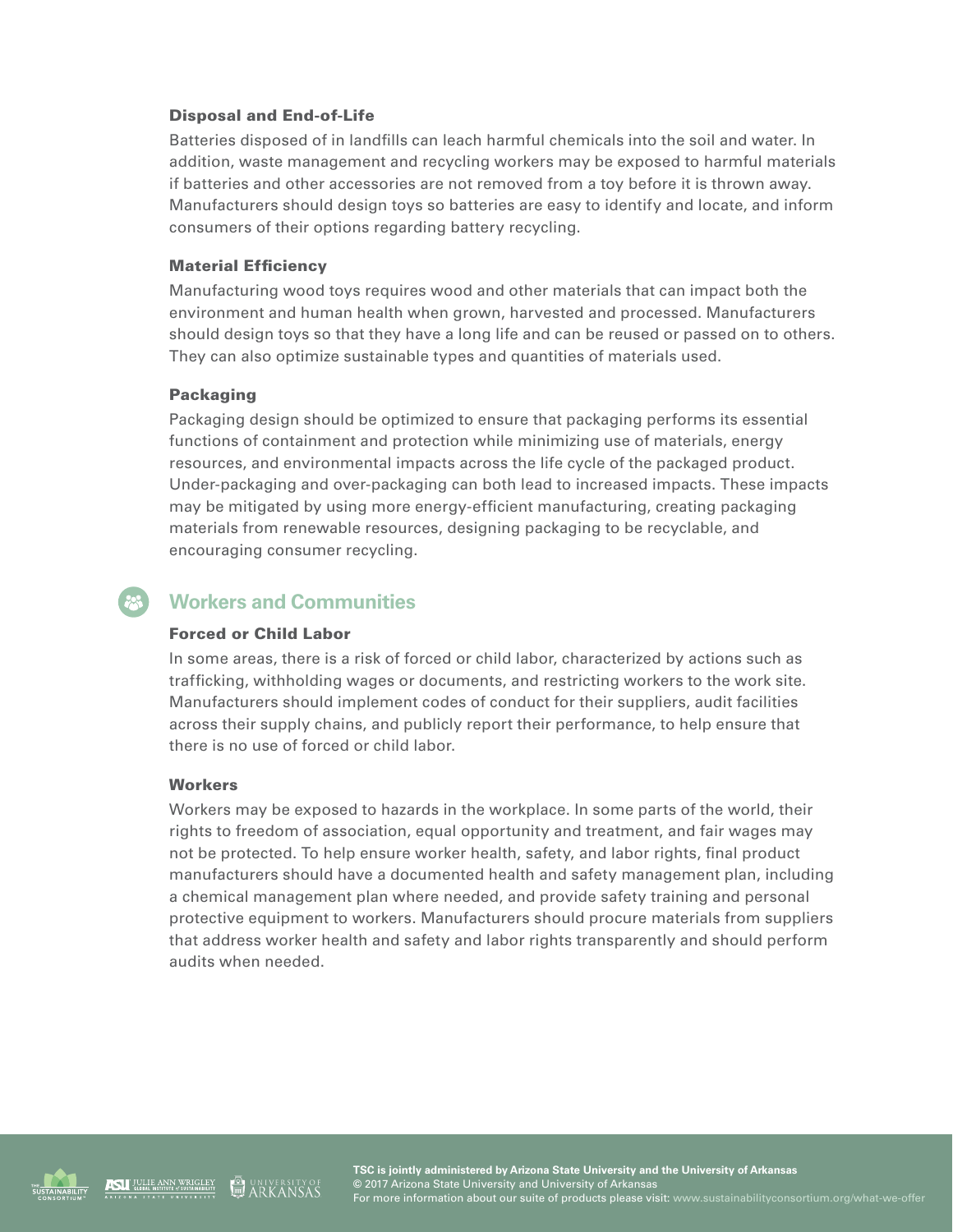### Disposal and End-of-Life

Batteries disposed of in landfills can leach harmful chemicals into the soil and water. In addition, waste management and recycling workers may be exposed to harmful materials if batteries and other accessories are not removed from a toy before it is thrown away. Manufacturers should design toys so batteries are easy to identify and locate, and inform consumers of their options regarding battery recycling.

### Material Efficiency

Manufacturing wood toys requires wood and other materials that can impact both the environment and human health when grown, harvested and processed. Manufacturers should design toys so that they have a long life and can be reused or passed on to others. They can also optimize sustainable types and quantities of materials used.

### Packaging

Packaging design should be optimized to ensure that packaging performs its essential functions of containment and protection while minimizing use of materials, energy resources, and environmental impacts across the life cycle of the packaged product. Under-packaging and over-packaging can both lead to increased impacts. These impacts may be mitigated by using more energy-efficient manufacturing, creating packaging materials from renewable resources, designing packaging to be recyclable, and encouraging consumer recycling.

## Workers and Communities

### Forced or Child Labor

In some areas, there is a risk of forced or child labor, characterized by actions such as trafficking, withholding wages or documents, and restricting workers to the work site. Manufacturers should implement codes of conduct for their suppliers, audit facilities across their supply chains, and publicly report their performance, to help ensure that there is no use of forced or child labor.

### Workers

Workers may be exposed to hazards in the workplace. In some parts of the world, their rights to freedom of association, equal opportunity and treatment, and fair wages may not be protected. To help ensure worker health, safety, and labor rights, final product manufacturers should have a documented health and safety management plan, including a chemical management plan where needed, and provide safety training and personal protective equipment to workers. Manufacturers should procure materials from suppliers that address worker health and safety and labor rights transparently and should perform audits when needed.

**TSC is jointly administered by Arizona State University and the University of Arkansas**
© 2017 Arizona State University and University of Arkansas
For more information about our suite of products please visit: www.sustainabilityconsortium.org/what-we-offer